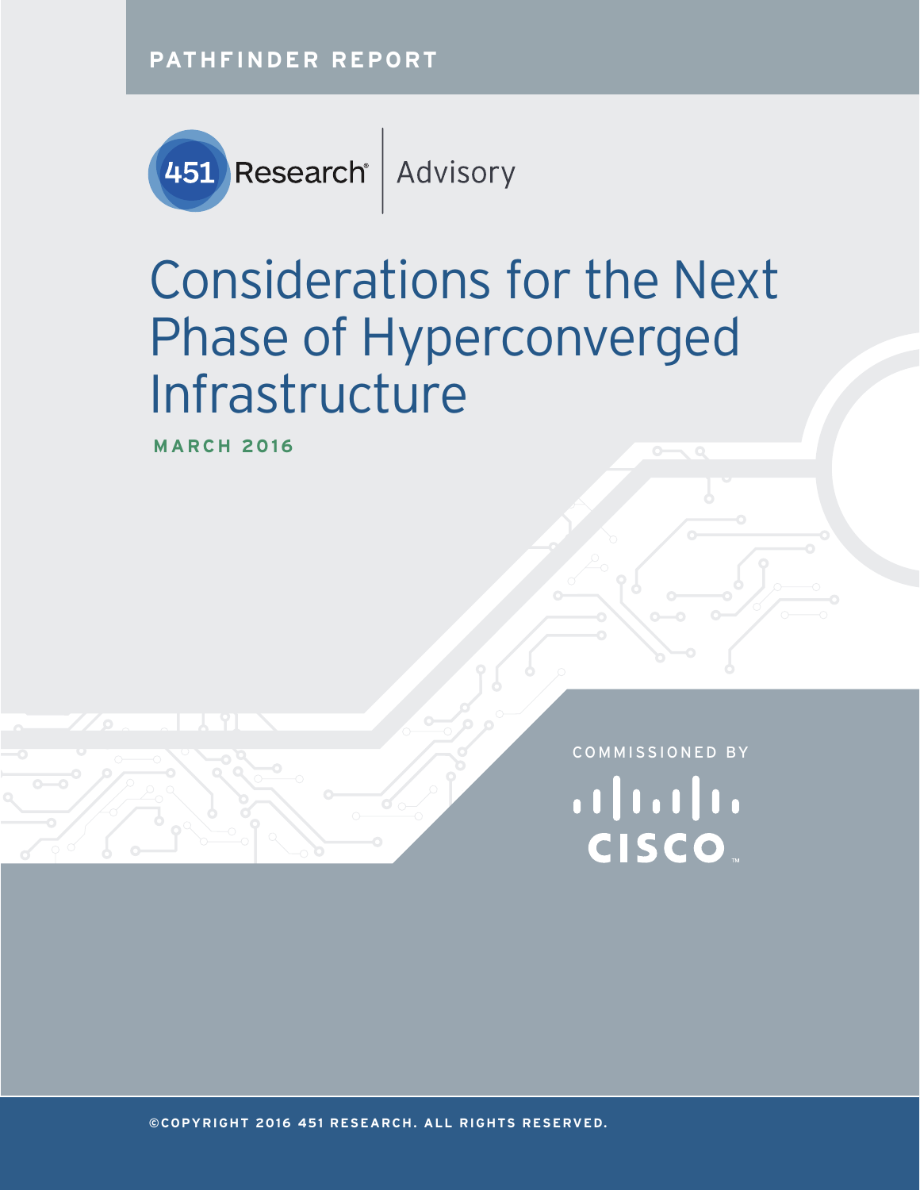PATHFINDER REPORT

451 Research | Advisory

# Considerations for the Next Phase of Hyperconverged Infrastructure

MARCH 2016

COMMISSIONED BY

CISCO

©COPYRIGHT 2016 451 RESEARCH. ALL RIGHTS RESERVED.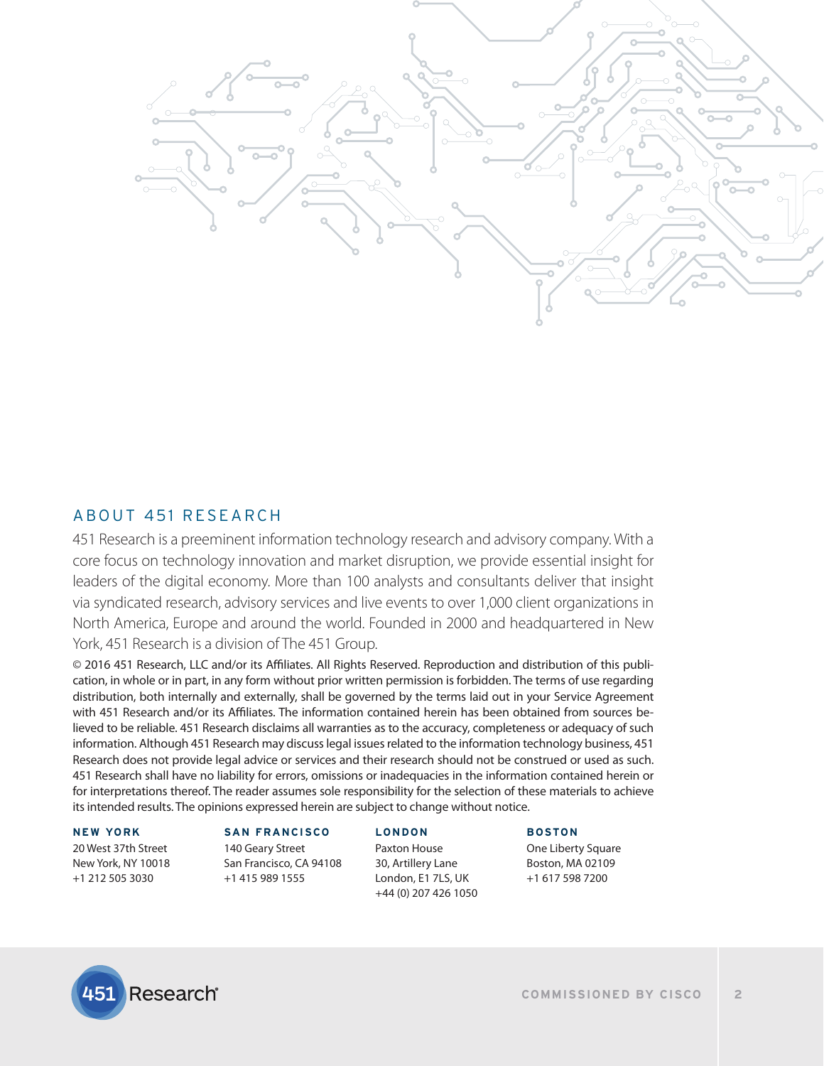## ABOUT 451 RESEARCH

451 Research is a preeminent information technology research and advisory company. With a core focus on technology innovation and market disruption, we provide essential insight for leaders of the digital economy. More than 100 analysts and consultants deliver that insight via syndicated research, advisory services and live events to over 1,000 client organizations in North America, Europe and around the world. Founded in 2000 and headquartered in New York, 451 Research is a division of The 451 Group.

© 2016 451 Research, LLC and/or its Affiliates. All Rights Reserved. Reproduction and distribution of this publication, in whole or in part, in any form without prior written permission is forbidden. The terms of use regarding distribution, both internally and externally, shall be governed by the terms laid out in your Service Agreement with 451 Research and/or its Affiliates. The information contained herein has been obtained from sources believed to be reliable. 451 Research disclaims all warranties as to the accuracy, completeness or adequacy of such information. Although 451 Research may discuss legal issues related to the information technology business, 451 Research does not provide legal advice or services and their research should not be construed or used as such. 451 Research shall have no liability for errors, omissions or inadequacies in the information contained herein or for interpretations thereof. The reader assumes sole responsibility for the selection of these materials to achieve its intended results. The opinions expressed herein are subject to change without notice.

**NEW YORK**
20 West 37th Street
New York, NY 10018
+1 212 505 3030

**SAN FRANCISCO**
140 Geary Street
San Francisco, CA 94108
+1 415 989 1555

**LONDON**
Paxton House
30, Artillery Lane
London, E1 7LS, UK
+44 (0) 207 426 1050

**BOSTON**
One Liberty Square
Boston, MA 02109
+1 617 598 7200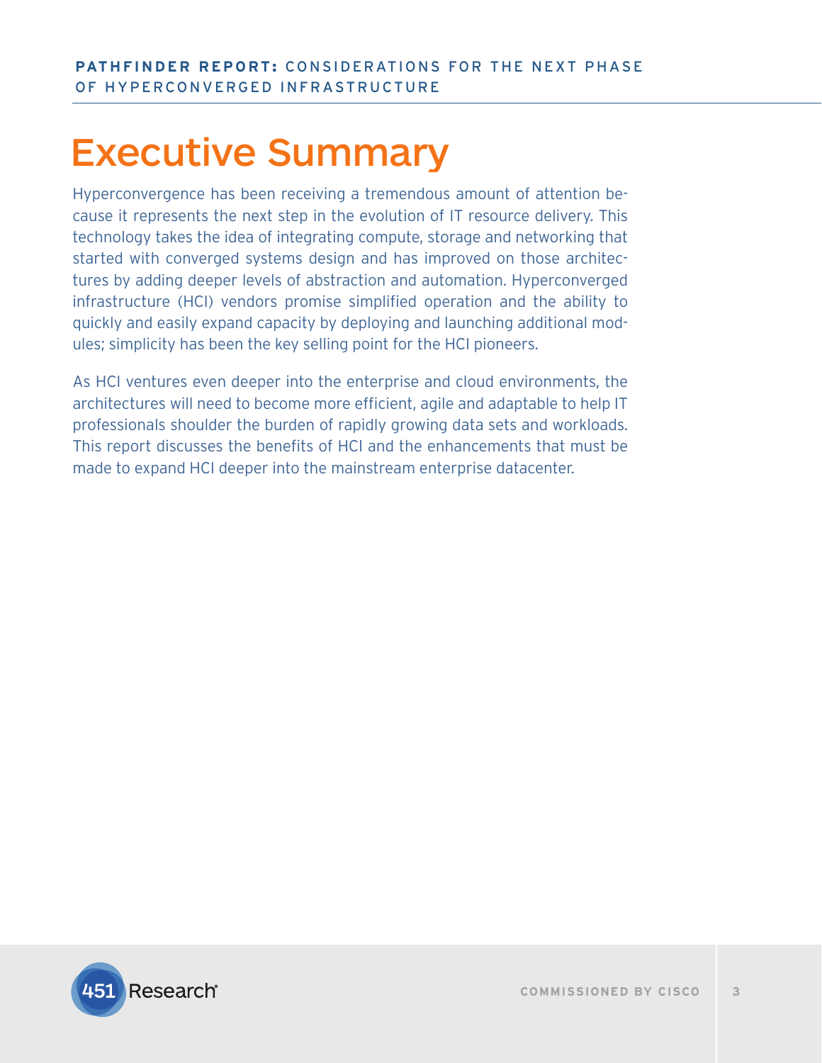# Executive Summary

Hyperconvergence has been receiving a tremendous amount of attention because it represents the next step in the evolution of IT resource delivery. This technology takes the idea of integrating compute, storage and networking that started with converged systems design and has improved on those architectures by adding deeper levels of abstraction and automation. Hyperconverged infrastructure (HCI) vendors promise simplified operation and the ability to quickly and easily expand capacity by deploying and launching additional modules; simplicity has been the key selling point for the HCI pioneers.

As HCI ventures even deeper into the enterprise and cloud environments, the architectures will need to become more efficient, agile and adaptable to help IT professionals shoulder the burden of rapidly growing data sets and workloads. This report discusses the benefits of HCI and the enhancements that must be made to expand HCI deeper into the mainstream enterprise datacenter.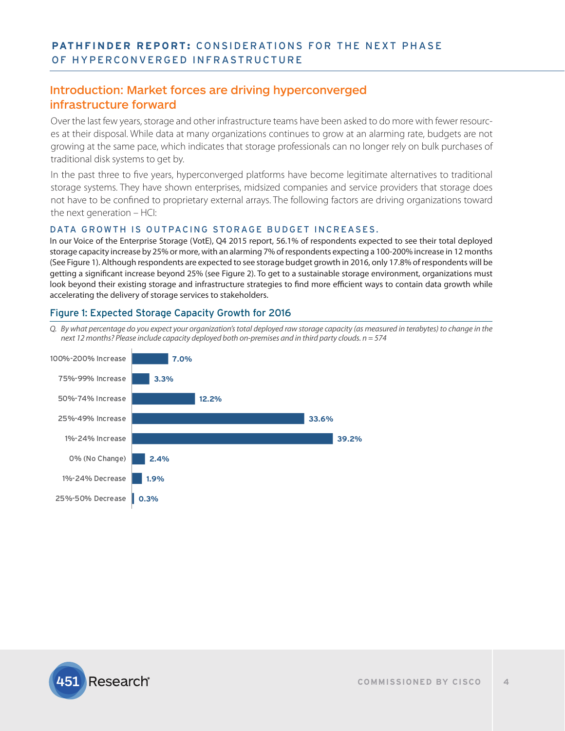## Introduction: Market forces are driving hyperconverged infrastructure forward

Over the last few years, storage and other infrastructure teams have been asked to do more with fewer resources at their disposal. While data at many organizations continues to grow at an alarming rate, budgets are not growing at the same pace, which indicates that storage professionals can no longer rely on bulk purchases of traditional disk systems to get by.

In the past three to five years, hyperconverged platforms have become legitimate alternatives to traditional storage systems. They have shown enterprises, midsized companies and service providers that storage does not have to be confined to proprietary external arrays. The following factors are driving organizations toward the next generation – HCI:

### DATA GROWTH IS OUTPACING STORAGE BUDGET INCREASES.

In our Voice of the Enterprise Storage (VotE), Q4 2015 report, 56.1% of respondents expected to see their total deployed storage capacity increase by 25% or more, with an alarming 7% of respondents expecting a 100-200% increase in 12 months (See Figure 1). Although respondents are expected to see storage budget growth in 2016, only 17.8% of respondents will be getting a significant increase beyond 25% (see Figure 2). To get to a sustainable storage environment, organizations must look beyond their existing storage and infrastructure strategies to find more efficient ways to contain data growth while accelerating the delivery of storage services to stakeholders.

### Figure 1: Expected Storage Capacity Growth for 2016

*Q. By what percentage do you expect your organization's total deployed raw storage capacity (as measured in terabytes) to change in the next 12 months? Please include capacity deployed both on-premises and in third party clouds. n = 574*

| Expected change | Percentage |
|---|---|
| 100%-200% Increase | 7.0% |
| 75%-99% Increase | 3.3% |
| 50%-74% Increase | 12.2% |
| 25%-49% Increase | 33.6% |
| 1%-24% Increase | 39.2% |
| 0% (No Change) | 2.4% |
| 1%-24% Decrease | 1.9% |
| 25%-50% Decrease | 0.3% |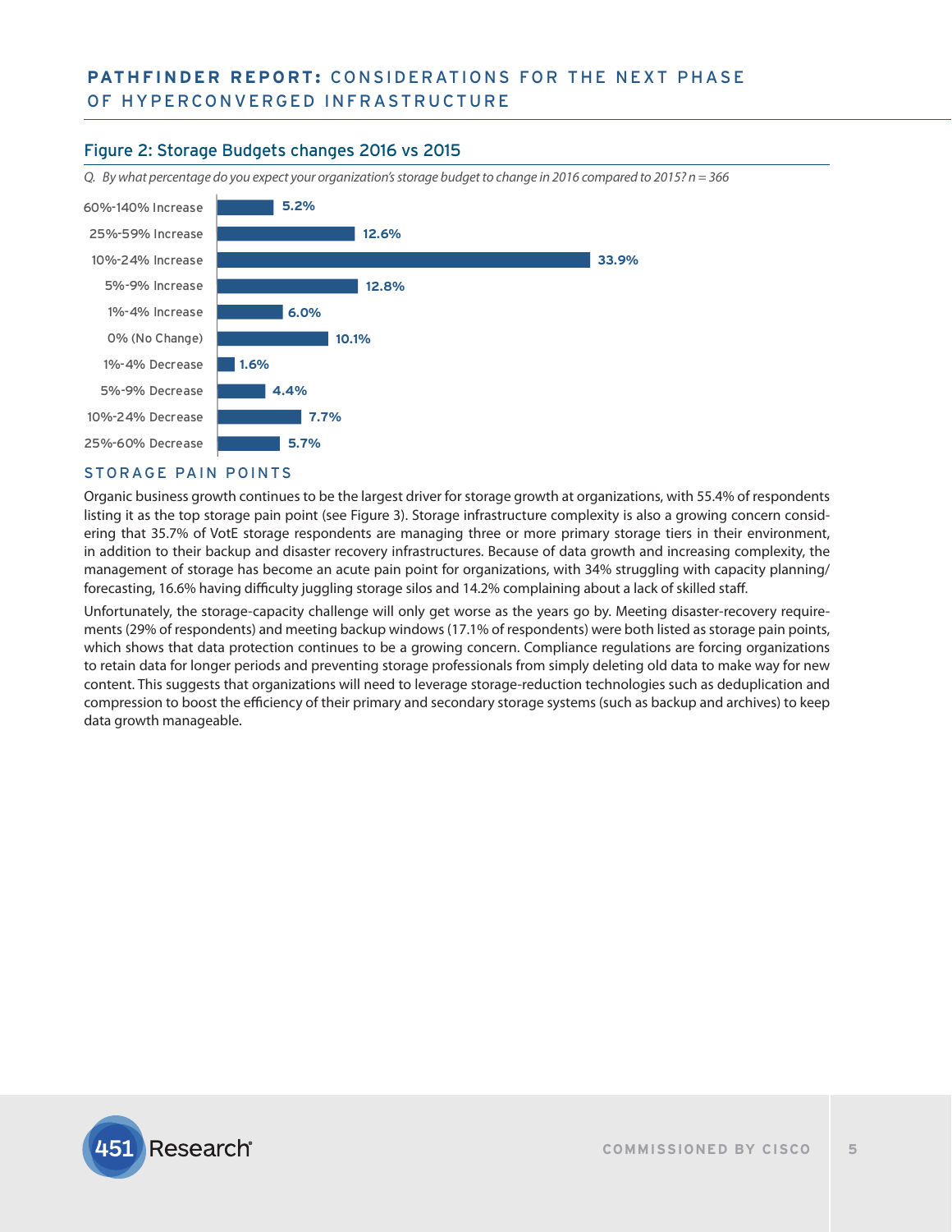## Figure 2: Storage Budgets changes 2016 vs 2015

*Q. By what percentage do you expect your organization's storage budget to change in 2016 compared to 2015? n = 366*

| Change | Percentage |
|---|---|
| 60%-140% Increase | 5.2% |
| 25%-59% Increase | 12.6% |
| 10%-24% Increase | 33.9% |
| 5%-9% Increase | 12.8% |
| 1%-4% Increase | 6.0% |
| 0% (No Change) | 10.1% |
| 1%-4% Decrease | 1.6% |
| 5%-9% Decrease | 4.4% |
| 10%-24% Decrease | 7.7% |
| 25%-60% Decrease | 5.7% |

## STORAGE PAIN POINTS

Organic business growth continues to be the largest driver for storage growth at organizations, with 55.4% of respondents listing it as the top storage pain point (see Figure 3). Storage infrastructure complexity is also a growing concern considering that 35.7% of VotE storage respondents are managing three or more primary storage tiers in their environment, in addition to their backup and disaster recovery infrastructures. Because of data growth and increasing complexity, the management of storage has become an acute pain point for organizations, with 34% struggling with capacity planning/forecasting, 16.6% having difficulty juggling storage silos and 14.2% complaining about a lack of skilled staff.

Unfortunately, the storage-capacity challenge will only get worse as the years go by. Meeting disaster-recovery requirements (29% of respondents) and meeting backup windows (17.1% of respondents) were both listed as storage pain points, which shows that data protection continues to be a growing concern. Compliance regulations are forcing organizations to retain data for longer periods and preventing storage professionals from simply deleting old data to make way for new content. This suggests that organizations will need to leverage storage-reduction technologies such as deduplication and compression to boost the efficiency of their primary and secondary storage systems (such as backup and archives) to keep data growth manageable.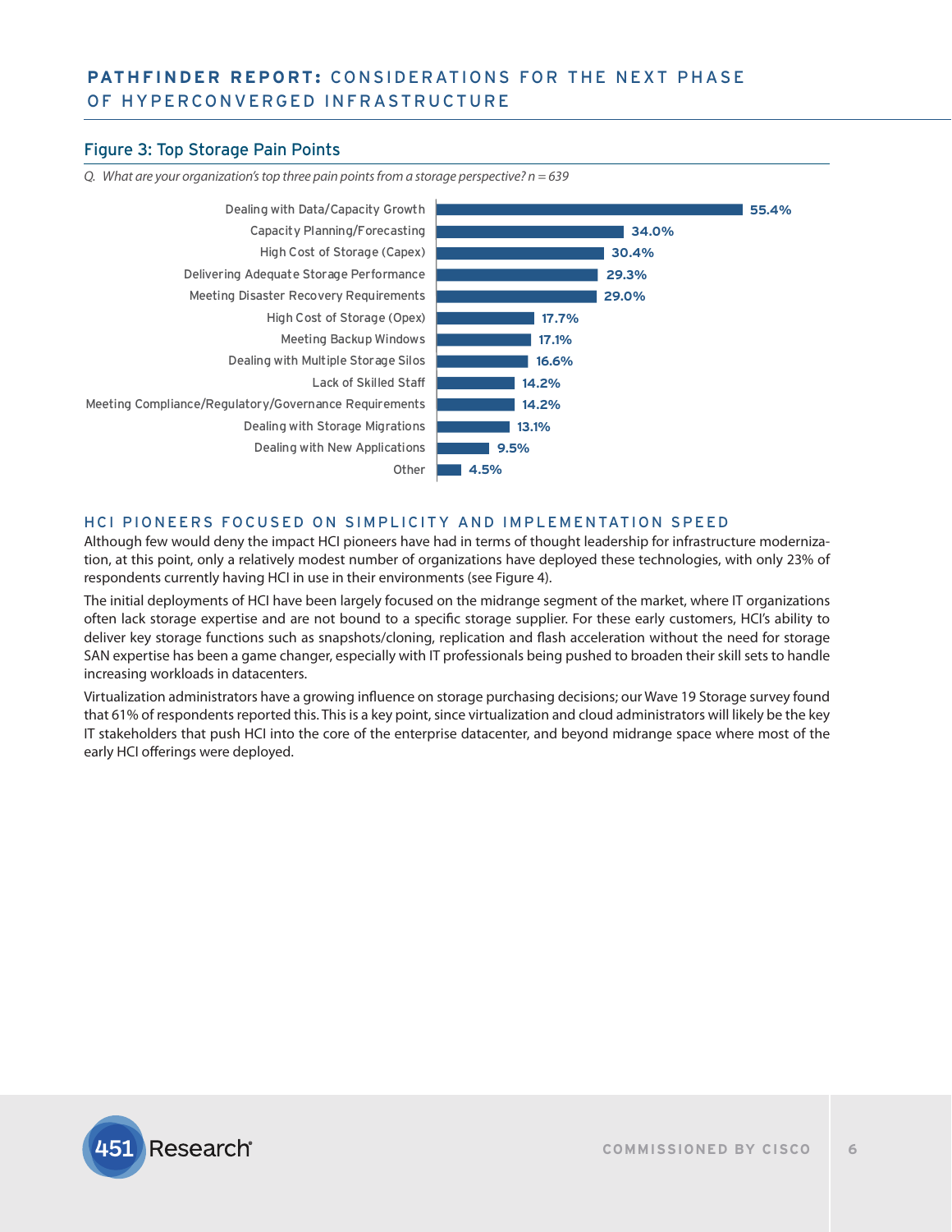## Figure 3: Top Storage Pain Points

*Q. What are your organization's top three pain points from a storage perspective? n = 639*

| Pain Point | Percentage |
| --- | --- |
| Dealing with Data/Capacity Growth | 55.4% |
| Capacity Planning/Forecasting | 34.0% |
| High Cost of Storage (Capex) | 30.4% |
| Delivering Adequate Storage Performance | 29.3% |
| Meeting Disaster Recovery Requirements | 29.0% |
| High Cost of Storage (Opex) | 17.7% |
| Meeting Backup Windows | 17.1% |
| Dealing with Multiple Storage Silos | 16.6% |
| Lack of Skilled Staff | 14.2% |
| Meeting Compliance/Regulatory/Governance Requirements | 14.2% |
| Dealing with Storage Migrations | 13.1% |
| Dealing with New Applications | 9.5% |
| Other | 4.5% |

## HCI PIONEERS FOCUSED ON SIMPLICITY AND IMPLEMENTATION SPEED

Although few would deny the impact HCI pioneers have had in terms of thought leadership for infrastructure modernization, at this point, only a relatively modest number of organizations have deployed these technologies, with only 23% of respondents currently having HCI in use in their environments (see Figure 4).

The initial deployments of HCI have been largely focused on the midrange segment of the market, where IT organizations often lack storage expertise and are not bound to a specific storage supplier. For these early customers, HCI's ability to deliver key storage functions such as snapshots/cloning, replication and flash acceleration without the need for storage SAN expertise has been a game changer, especially with IT professionals being pushed to broaden their skill sets to handle increasing workloads in datacenters.

Virtualization administrators have a growing influence on storage purchasing decisions; our Wave 19 Storage survey found that 61% of respondents reported this. This is a key point, since virtualization and cloud administrators will likely be the key IT stakeholders that push HCI into the core of the enterprise datacenter, and beyond midrange space where most of the early HCI offerings were deployed.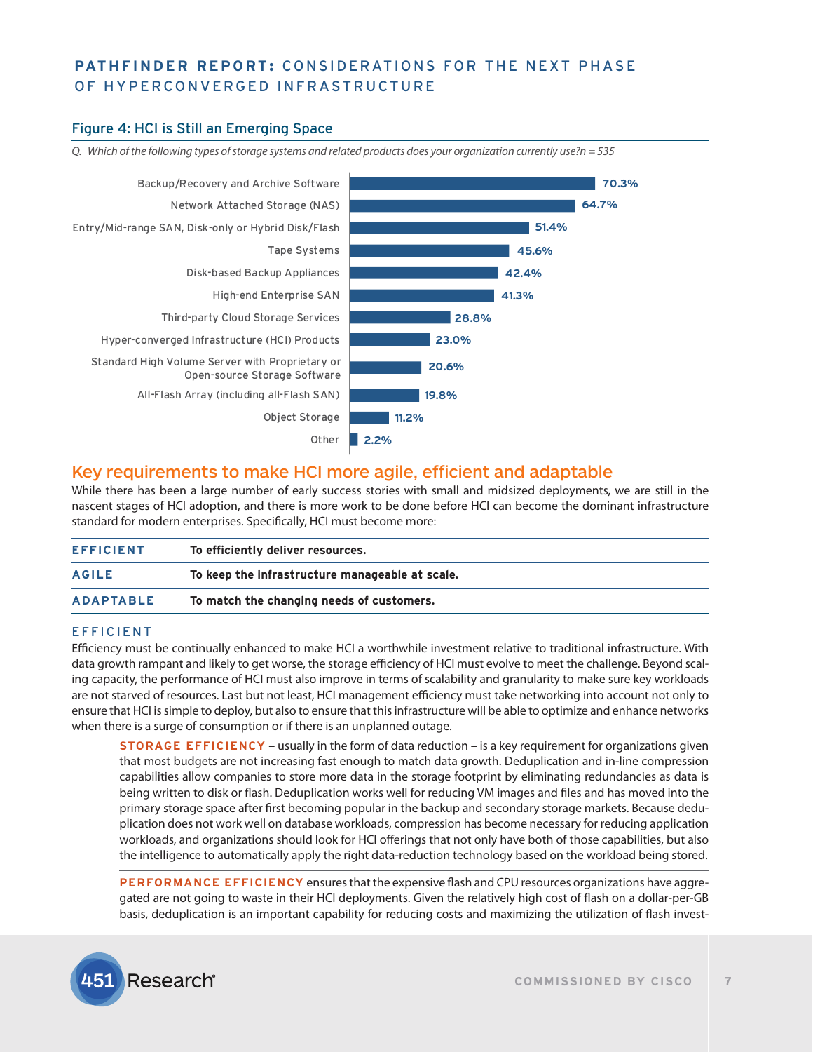### Figure 4: HCI is Still an Emerging Space

*Q. Which of the following types of storage systems and related products does your organization currently use?n = 535*

| Storage system / product | % |
|---|---|
| Backup/Recovery and Archive Software | 70.3% |
| Network Attached Storage (NAS) | 64.7% |
| Entry/Mid-range SAN, Disk-only or Hybrid Disk/Flash | 51.4% |
| Tape Systems | 45.6% |
| Disk-based Backup Appliances | 42.4% |
| High-end Enterprise SAN | 41.3% |
| Third-party Cloud Storage Services | 28.8% |
| Hyper-converged Infrastructure (HCI) Products | 23.0% |
| Standard High Volume Server with Proprietary or Open-source Storage Software | 20.6% |
| All-Flash Array (including all-Flash SAN) | 19.8% |
| Object Storage | 11.2% |
| Other | 2.2% |

## Key requirements to make HCI more agile, efficient and adaptable

While there has been a large number of early success stories with small and midsized deployments, we are still in the nascent stages of HCI adoption, and there is more work to be done before HCI can become the dominant infrastructure standard for modern enterprises. Specifically, HCI must become more:

| | |
|---|---|
| **EFFICIENT** | **To efficiently deliver resources.** |
| **AGILE** | **To keep the infrastructure manageable at scale.** |
| **ADAPTABLE** | **To match the changing needs of customers.** |

### EFFICIENT

Efficiency must be continually enhanced to make HCI a worthwhile investment relative to traditional infrastructure. With data growth rampant and likely to get worse, the storage efficiency of HCI must evolve to meet the challenge. Beyond scaling capacity, the performance of HCI must also improve in terms of scalability and granularity to make sure key workloads are not starved of resources. Last but not least, HCI management efficiency must take networking into account not only to ensure that HCI is simple to deploy, but also to ensure that this infrastructure will be able to optimize and enhance networks when there is a surge of consumption or if there is an unplanned outage.

**STORAGE EFFICIENCY** – usually in the form of data reduction – is a key requirement for organizations given that most budgets are not increasing fast enough to match data growth. Deduplication and in-line compression capabilities allow companies to store more data in the storage footprint by eliminating redundancies as data is being written to disk or flash. Deduplication works well for reducing VM images and files and has moved into the primary storage space after first becoming popular in the backup and secondary storage markets. Because deduplication does not work well on database workloads, compression has become necessary for reducing application workloads, and organizations should look for HCI offerings that not only have both of those capabilities, but also the intelligence to automatically apply the right data-reduction technology based on the workload being stored.

**PERFORMANCE EFFICIENCY** ensures that the expensive flash and CPU resources organizations have aggregated are not going to waste in their HCI deployments. Given the relatively high cost of flash on a dollar-per-GB basis, deduplication is an important capability for reducing costs and maximizing the utilization of flash invest-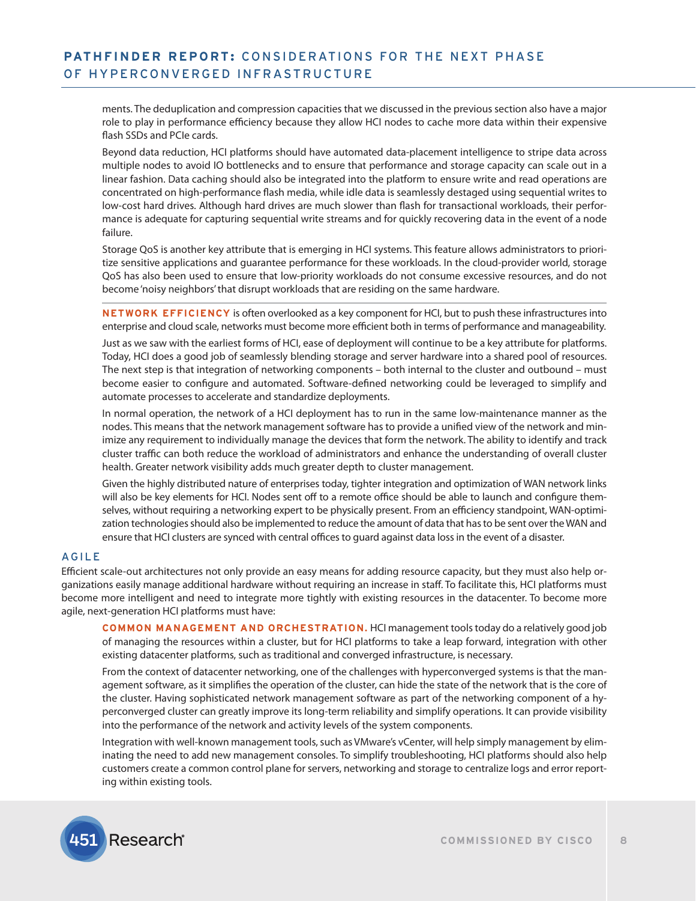ments. The deduplication and compression capacities that we discussed in the previous section also have a major role to play in performance efficiency because they allow HCI nodes to cache more data within their expensive flash SSDs and PCIe cards.

Beyond data reduction, HCI platforms should have automated data-placement intelligence to stripe data across multiple nodes to avoid IO bottlenecks and to ensure that performance and storage capacity can scale out in a linear fashion. Data caching should also be integrated into the platform to ensure write and read operations are concentrated on high-performance flash media, while idle data is seamlessly destaged using sequential writes to low-cost hard drives. Although hard drives are much slower than flash for transactional workloads, their performance is adequate for capturing sequential write streams and for quickly recovering data in the event of a node failure.

Storage QoS is another key attribute that is emerging in HCI systems. This feature allows administrators to prioritize sensitive applications and guarantee performance for these workloads. In the cloud-provider world, storage QoS has also been used to ensure that low-priority workloads do not consume excessive resources, and do not become 'noisy neighbors' that disrupt workloads that are residing on the same hardware.

---

**NETWORK EFFICIENCY** is often overlooked as a key component for HCI, but to push these infrastructures into enterprise and cloud scale, networks must become more efficient both in terms of performance and manageability.

Just as we saw with the earliest forms of HCI, ease of deployment will continue to be a key attribute for platforms. Today, HCI does a good job of seamlessly blending storage and server hardware into a shared pool of resources. The next step is that integration of networking components – both internal to the cluster and outbound – must become easier to configure and automated. Software-defined networking could be leveraged to simplify and automate processes to accelerate and standardize deployments.

In normal operation, the network of a HCI deployment has to run in the same low-maintenance manner as the nodes. This means that the network management software has to provide a unified view of the network and minimize any requirement to individually manage the devices that form the network. The ability to identify and track cluster traffic can both reduce the workload of administrators and enhance the understanding of overall cluster health. Greater network visibility adds much greater depth to cluster management.

Given the highly distributed nature of enterprises today, tighter integration and optimization of WAN network links will also be key elements for HCI. Nodes sent off to a remote office should be able to launch and configure themselves, without requiring a networking expert to be physically present. From an efficiency standpoint, WAN-optimization technologies should also be implemented to reduce the amount of data that has to be sent over the WAN and ensure that HCI clusters are synced with central offices to guard against data loss in the event of a disaster.

## AGILE

Efficient scale-out architectures not only provide an easy means for adding resource capacity, but they must also help organizations easily manage additional hardware without requiring an increase in staff. To facilitate this, HCI platforms must become more intelligent and need to integrate more tightly with existing resources in the datacenter. To become more agile, next-generation HCI platforms must have:

**COMMON MANAGEMENT AND ORCHESTRATION.** HCI management tools today do a relatively good job of managing the resources within a cluster, but for HCI platforms to take a leap forward, integration with other existing datacenter platforms, such as traditional and converged infrastructure, is necessary.

From the context of datacenter networking, one of the challenges with hyperconverged systems is that the management software, as it simplifies the operation of the cluster, can hide the state of the network that is the core of the cluster. Having sophisticated network management software as part of the networking component of a hyperconverged cluster can greatly improve its long-term reliability and simplify operations. It can provide visibility into the performance of the network and activity levels of the system components.

Integration with well-known management tools, such as VMware's vCenter, will help simply management by eliminating the need to add new management consoles. To simplify troubleshooting, HCI platforms should also help customers create a common control plane for servers, networking and storage to centralize logs and error reporting within existing tools.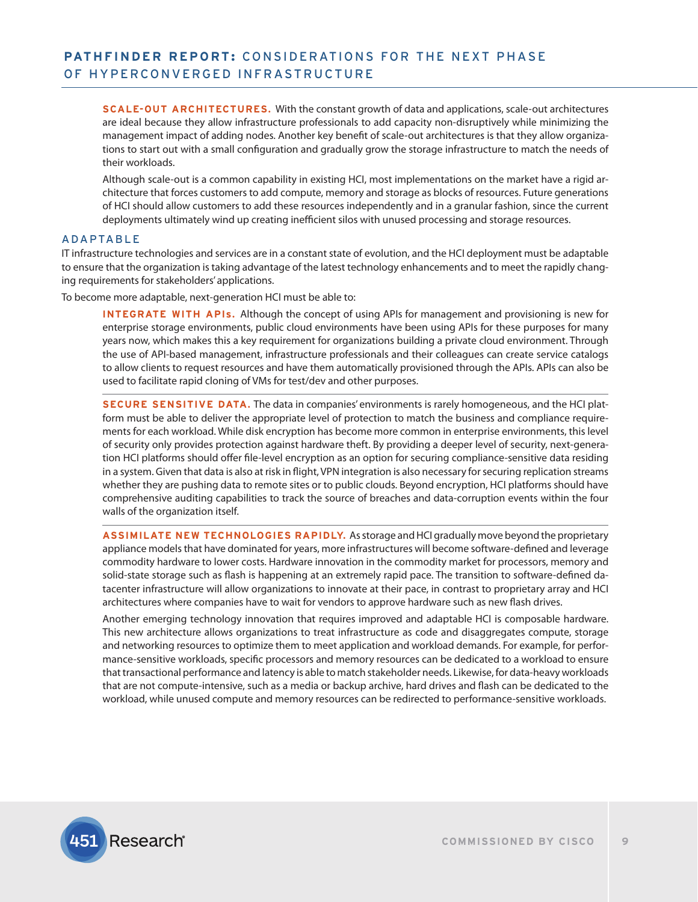**SCALE-OUT ARCHITECTURES.** With the constant growth of data and applications, scale-out architectures are ideal because they allow infrastructure professionals to add capacity non-disruptively while minimizing the management impact of adding nodes. Another key benefit of scale-out architectures is that they allow organizations to start out with a small configuration and gradually grow the storage infrastructure to match the needs of their workloads.

Although scale-out is a common capability in existing HCI, most implementations on the market have a rigid architecture that forces customers to add compute, memory and storage as blocks of resources. Future generations of HCI should allow customers to add these resources independently and in a granular fashion, since the current deployments ultimately wind up creating inefficient silos with unused processing and storage resources.

## ADAPTABLE

IT infrastructure technologies and services are in a constant state of evolution, and the HCI deployment must be adaptable to ensure that the organization is taking advantage of the latest technology enhancements and to meet the rapidly changing requirements for stakeholders' applications.

To become more adaptable, next-generation HCI must be able to:

**INTEGRATE WITH APIs.** Although the concept of using APIs for management and provisioning is new for enterprise storage environments, public cloud environments have been using APIs for these purposes for many years now, which makes this a key requirement for organizations building a private cloud environment. Through the use of API-based management, infrastructure professionals and their colleagues can create service catalogs to allow clients to request resources and have them automatically provisioned through the APIs. APIs can also be used to facilitate rapid cloning of VMs for test/dev and other purposes.

**SECURE SENSITIVE DATA.** The data in companies' environments is rarely homogeneous, and the HCI platform must be able to deliver the appropriate level of protection to match the business and compliance requirements for each workload. While disk encryption has become more common in enterprise environments, this level of security only provides protection against hardware theft. By providing a deeper level of security, next-generation HCI platforms should offer file-level encryption as an option for securing compliance-sensitive data residing in a system. Given that data is also at risk in flight, VPN integration is also necessary for securing replication streams whether they are pushing data to remote sites or to public clouds. Beyond encryption, HCI platforms should have comprehensive auditing capabilities to track the source of breaches and data-corruption events within the four walls of the organization itself.

**ASSIMILATE NEW TECHNOLOGIES RAPIDLY.** As storage and HCI gradually move beyond the proprietary appliance models that have dominated for years, more infrastructures will become software-defined and leverage commodity hardware to lower costs. Hardware innovation in the commodity market for processors, memory and solid-state storage such as flash is happening at an extremely rapid pace. The transition to software-defined datacenter infrastructure will allow organizations to innovate at their pace, in contrast to proprietary array and HCI architectures where companies have to wait for vendors to approve hardware such as new flash drives.

Another emerging technology innovation that requires improved and adaptable HCI is composable hardware. This new architecture allows organizations to treat infrastructure as code and disaggregates compute, storage and networking resources to optimize them to meet application and workload demands. For example, for performance-sensitive workloads, specific processors and memory resources can be dedicated to a workload to ensure that transactional performance and latency is able to match stakeholder needs. Likewise, for data-heavy workloads that are not compute-intensive, such as a media or backup archive, hard drives and flash can be dedicated to the workload, while unused compute and memory resources can be redirected to performance-sensitive workloads.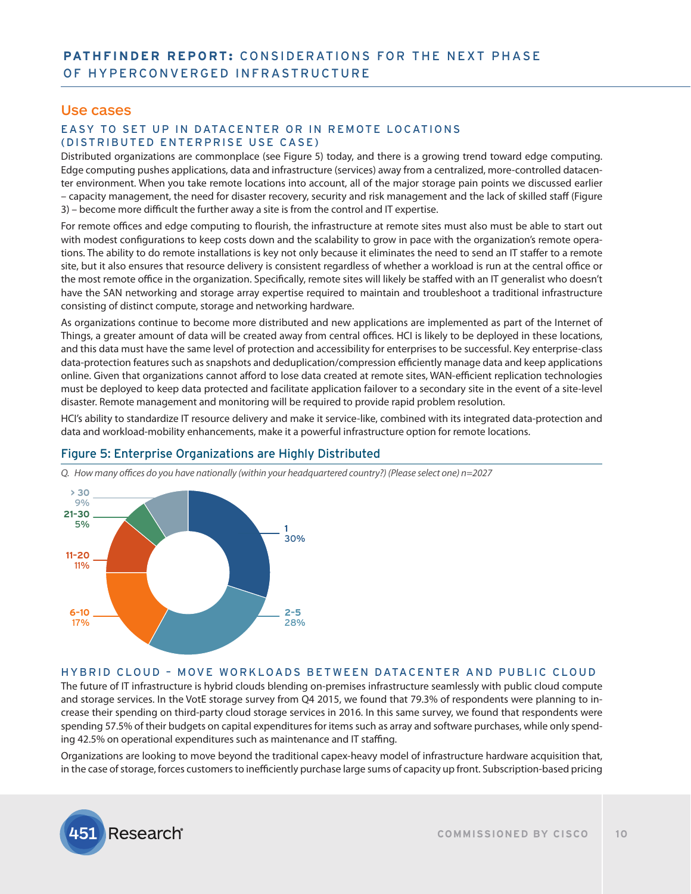## Use cases

### EASY TO SET UP IN DATACENTER OR IN REMOTE LOCATIONS (DISTRIBUTED ENTERPRISE USE CASE)

Distributed organizations are commonplace (see Figure 5) today, and there is a growing trend toward edge computing. Edge computing pushes applications, data and infrastructure (services) away from a centralized, more-controlled datacenter environment. When you take remote locations into account, all of the major storage pain points we discussed earlier – capacity management, the need for disaster recovery, security and risk management and the lack of skilled staff (Figure 3) – become more difficult the further away a site is from the control and IT expertise.

For remote offices and edge computing to flourish, the infrastructure at remote sites must also must be able to start out with modest configurations to keep costs down and the scalability to grow in pace with the organization's remote operations. The ability to do remote installations is key not only because it eliminates the need to send an IT staffer to a remote site, but it also ensures that resource delivery is consistent regardless of whether a workload is run at the central office or the most remote office in the organization. Specifically, remote sites will likely be staffed with an IT generalist who doesn't have the SAN networking and storage array expertise required to maintain and troubleshoot a traditional infrastructure consisting of distinct compute, storage and networking hardware.

As organizations continue to become more distributed and new applications are implemented as part of the Internet of Things, a greater amount of data will be created away from central offices. HCI is likely to be deployed in these locations, and this data must have the same level of protection and accessibility for enterprises to be successful. Key enterprise-class data-protection features such as snapshots and deduplication/compression efficiently manage data and keep applications online. Given that organizations cannot afford to lose data created at remote sites, WAN-efficient replication technologies must be deployed to keep data protected and facilitate application failover to a secondary site in the event of a site-level disaster. Remote management and monitoring will be required to provide rapid problem resolution.

HCI's ability to standardize IT resource delivery and make it service-like, combined with its integrated data-protection and data and workload-mobility enhancements, make it a powerful infrastructure option for remote locations.

### Figure 5: Enterprise Organizations are Highly Distributed

*Q. How many offices do you have nationally (within your headquartered country?) (Please select one) n=2027*

| Number of offices | Share |
|---|---|
| 1 | 30% |
| 2-5 | 28% |
| 6-10 | 17% |
| 11-20 | 11% |
| 21-30 | 5% |
| > 30 | 9% |

### HYBRID CLOUD – MOVE WORKLOADS BETWEEN DATACENTER AND PUBLIC CLOUD

The future of IT infrastructure is hybrid clouds blending on-premises infrastructure seamlessly with public cloud compute and storage services. In the VotE storage survey from Q4 2015, we found that 79.3% of respondents were planning to increase their spending on third-party cloud storage services in 2016. In this same survey, we found that respondents were spending 57.5% of their budgets on capital expenditures for items such as array and software purchases, while only spending 42.5% on operational expenditures such as maintenance and IT staffing.

Organizations are looking to move beyond the traditional capex-heavy model of infrastructure hardware acquisition that, in the case of storage, forces customers to inefficiently purchase large sums of capacity up front. Subscription-based pricing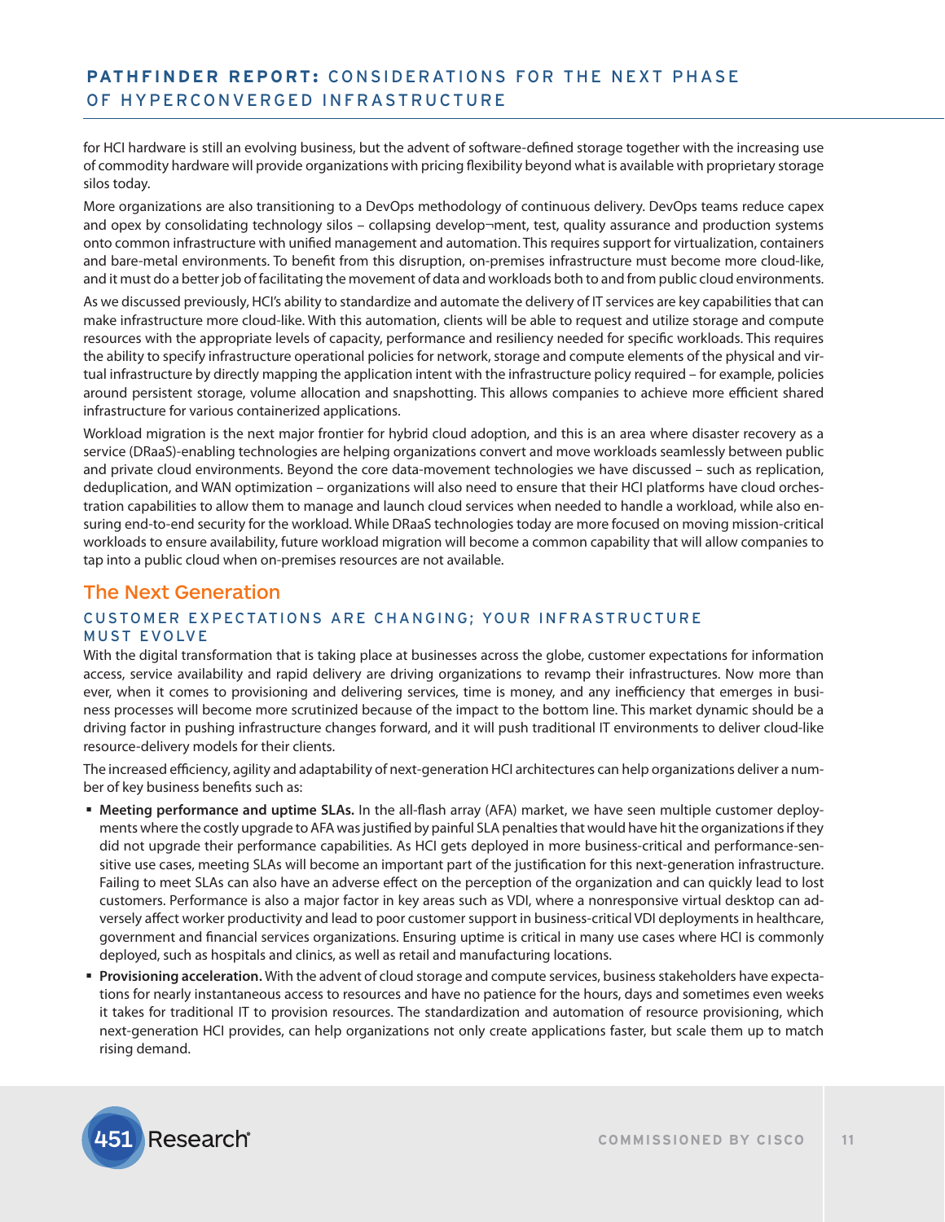for HCI hardware is still an evolving business, but the advent of software-defined storage together with the increasing use of commodity hardware will provide organizations with pricing flexibility beyond what is available with proprietary storage silos today.

More organizations are also transitioning to a DevOps methodology of continuous delivery. DevOps teams reduce capex and opex by consolidating technology silos – collapsing develop¬ment, test, quality assurance and production systems onto common infrastructure with unified management and automation. This requires support for virtualization, containers and bare-metal environments. To benefit from this disruption, on-premises infrastructure must become more cloud-like, and it must do a better job of facilitating the movement of data and workloads both to and from public cloud environments.

As we discussed previously, HCI's ability to standardize and automate the delivery of IT services are key capabilities that can make infrastructure more cloud-like. With this automation, clients will be able to request and utilize storage and compute resources with the appropriate levels of capacity, performance and resiliency needed for specific workloads. This requires the ability to specify infrastructure operational policies for network, storage and compute elements of the physical and virtual infrastructure by directly mapping the application intent with the infrastructure policy required – for example, policies around persistent storage, volume allocation and snapshotting. This allows companies to achieve more efficient shared infrastructure for various containerized applications.

Workload migration is the next major frontier for hybrid cloud adoption, and this is an area where disaster recovery as a service (DRaaS)-enabling technologies are helping organizations convert and move workloads seamlessly between public and private cloud environments. Beyond the core data-movement technologies we have discussed – such as replication, deduplication, and WAN optimization – organizations will also need to ensure that their HCI platforms have cloud orchestration capabilities to allow them to manage and launch cloud services when needed to handle a workload, while also ensuring end-to-end security for the workload. While DRaaS technologies today are more focused on moving mission-critical workloads to ensure availability, future workload migration will become a common capability that will allow companies to tap into a public cloud when on-premises resources are not available.

## The Next Generation

### CUSTOMER EXPECTATIONS ARE CHANGING; YOUR INFRASTRUCTURE MUST EVOLVE

With the digital transformation that is taking place at businesses across the globe, customer expectations for information access, service availability and rapid delivery are driving organizations to revamp their infrastructures. Now more than ever, when it comes to provisioning and delivering services, time is money, and any inefficiency that emerges in business processes will become more scrutinized because of the impact to the bottom line. This market dynamic should be a driving factor in pushing infrastructure changes forward, and it will push traditional IT environments to deliver cloud-like resource-delivery models for their clients.

The increased efficiency, agility and adaptability of next-generation HCI architectures can help organizations deliver a number of key business benefits such as:

- **Meeting performance and uptime SLAs.** In the all-flash array (AFA) market, we have seen multiple customer deployments where the costly upgrade to AFA was justified by painful SLA penalties that would have hit the organizations if they did not upgrade their performance capabilities. As HCI gets deployed in more business-critical and performance-sensitive use cases, meeting SLAs will become an important part of the justification for this next-generation infrastructure. Failing to meet SLAs can also have an adverse effect on the perception of the organization and can quickly lead to lost customers. Performance is also a major factor in key areas such as VDI, where a nonresponsive virtual desktop can adversely affect worker productivity and lead to poor customer support in business-critical VDI deployments in healthcare, government and financial services organizations. Ensuring uptime is critical in many use cases where HCI is commonly deployed, such as hospitals and clinics, as well as retail and manufacturing locations.
- **Provisioning acceleration.** With the advent of cloud storage and compute services, business stakeholders have expectations for nearly instantaneous access to resources and have no patience for the hours, days and sometimes even weeks it takes for traditional IT to provision resources. The standardization and automation of resource provisioning, which next-generation HCI provides, can help organizations not only create applications faster, but scale them up to match rising demand.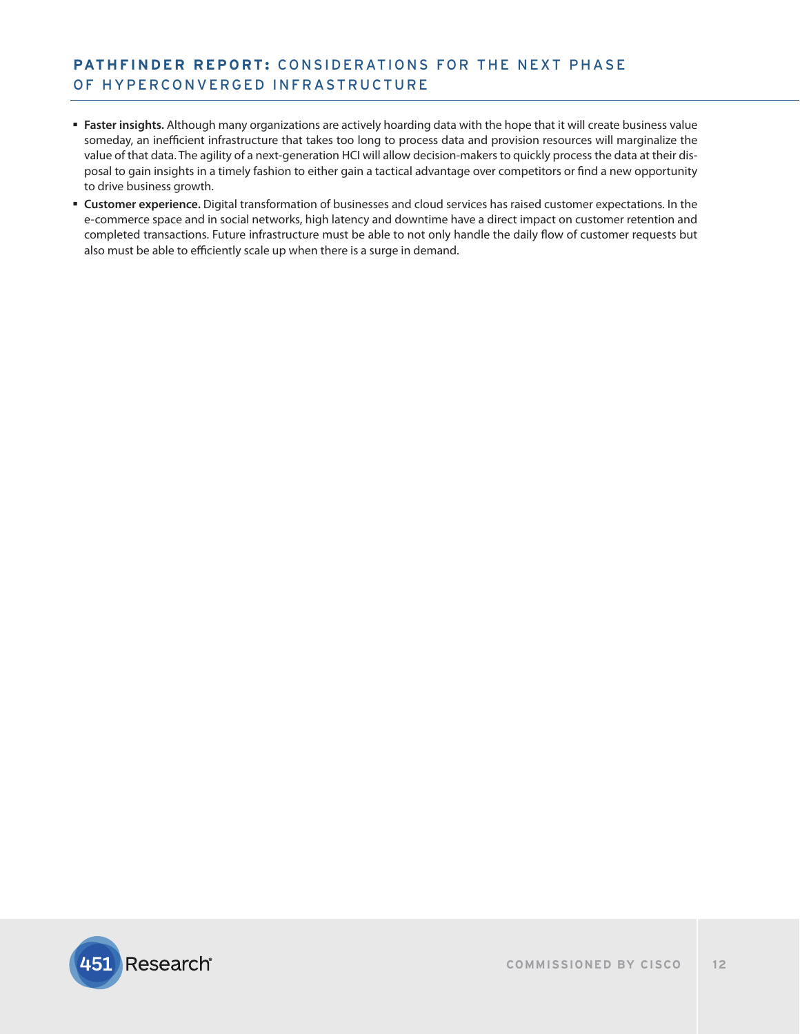- **Faster insights.** Although many organizations are actively hoarding data with the hope that it will create business value someday, an inefficient infrastructure that takes too long to process data and provision resources will marginalize the value of that data. The agility of a next-generation HCI will allow decision-makers to quickly process the data at their disposal to gain insights in a timely fashion to either gain a tactical advantage over competitors or find a new opportunity to drive business growth.
- **Customer experience.** Digital transformation of businesses and cloud services has raised customer expectations. In the e-commerce space and in social networks, high latency and downtime have a direct impact on customer retention and completed transactions. Future infrastructure must be able to not only handle the daily flow of customer requests but also must be able to efficiently scale up when there is a surge in demand.